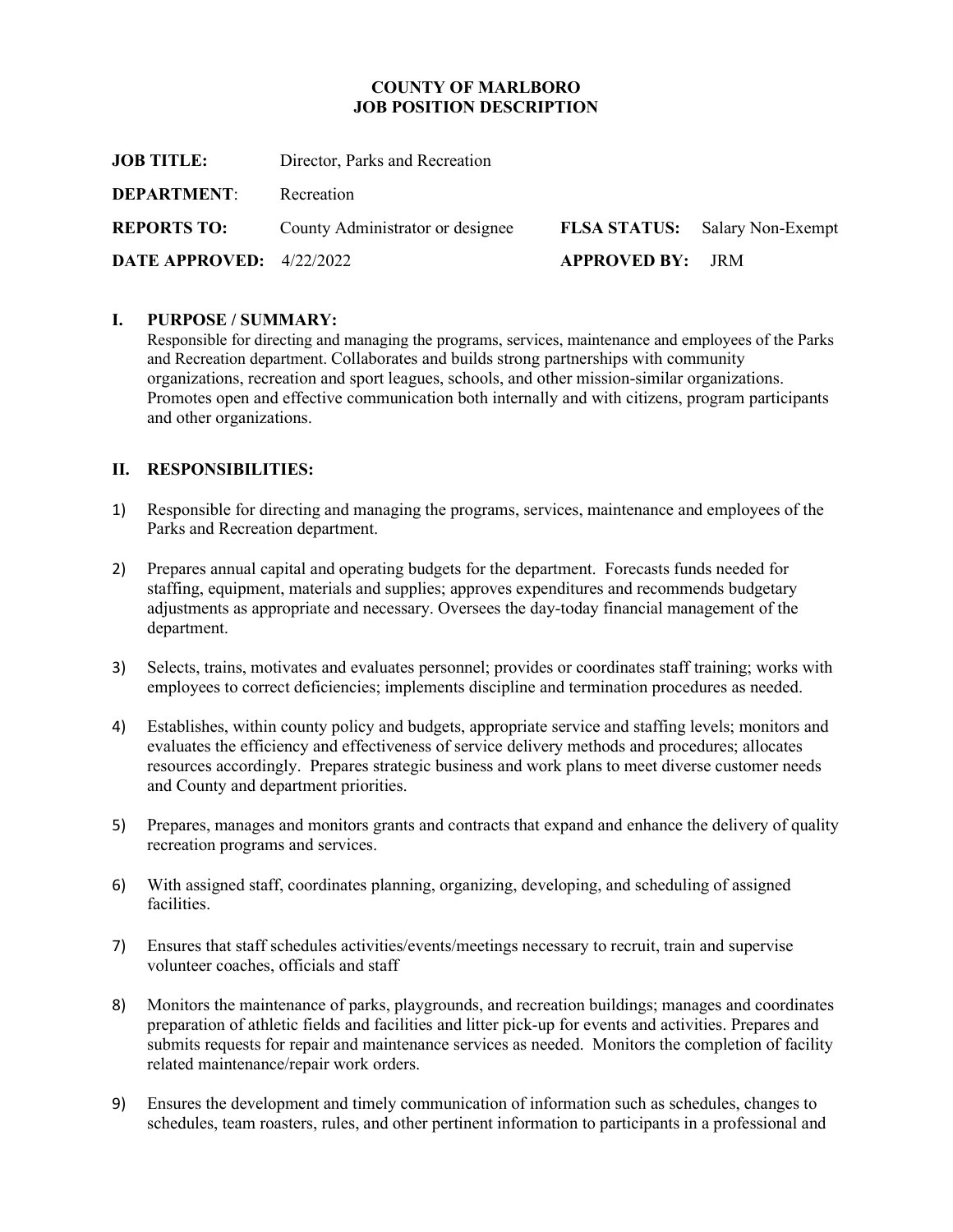# COUNTY OF MARLBORO
# JOB POSITION DESCRIPTION

**JOB TITLE:** Director, Parks and Recreation

**DEPARTMENT**: Recreation

**REPORTS TO:** County Administrator or designee **FLSA STATUS:** Salary Non-Exempt

**DATE APPROVED:** 4/22/2022 **APPROVED BY:** JRM

## I. PURPOSE / SUMMARY:

Responsible for directing and managing the programs, services, maintenance and employees of the Parks and Recreation department. Collaborates and builds strong partnerships with community organizations, recreation and sport leagues, schools, and other mission-similar organizations. Promotes open and effective communication both internally and with citizens, program participants and other organizations.

## II. RESPONSIBILITIES:

1) Responsible for directing and managing the programs, services, maintenance and employees of the Parks and Recreation department.

2) Prepares annual capital and operating budgets for the department. Forecasts funds needed for staffing, equipment, materials and supplies; approves expenditures and recommends budgetary adjustments as appropriate and necessary. Oversees the day-today financial management of the department.

3) Selects, trains, motivates and evaluates personnel; provides or coordinates staff training; works with employees to correct deficiencies; implements discipline and termination procedures as needed.

4) Establishes, within county policy and budgets, appropriate service and staffing levels; monitors and evaluates the efficiency and effectiveness of service delivery methods and procedures; allocates resources accordingly. Prepares strategic business and work plans to meet diverse customer needs and County and department priorities.

5) Prepares, manages and monitors grants and contracts that expand and enhance the delivery of quality recreation programs and services.

6) With assigned staff, coordinates planning, organizing, developing, and scheduling of assigned facilities.

7) Ensures that staff schedules activities/events/meetings necessary to recruit, train and supervise volunteer coaches, officials and staff

8) Monitors the maintenance of parks, playgrounds, and recreation buildings; manages and coordinates preparation of athletic fields and facilities and litter pick-up for events and activities. Prepares and submits requests for repair and maintenance services as needed. Monitors the completion of facility related maintenance/repair work orders.

9) Ensures the development and timely communication of information such as schedules, changes to schedules, team roasters, rules, and other pertinent information to participants in a professional and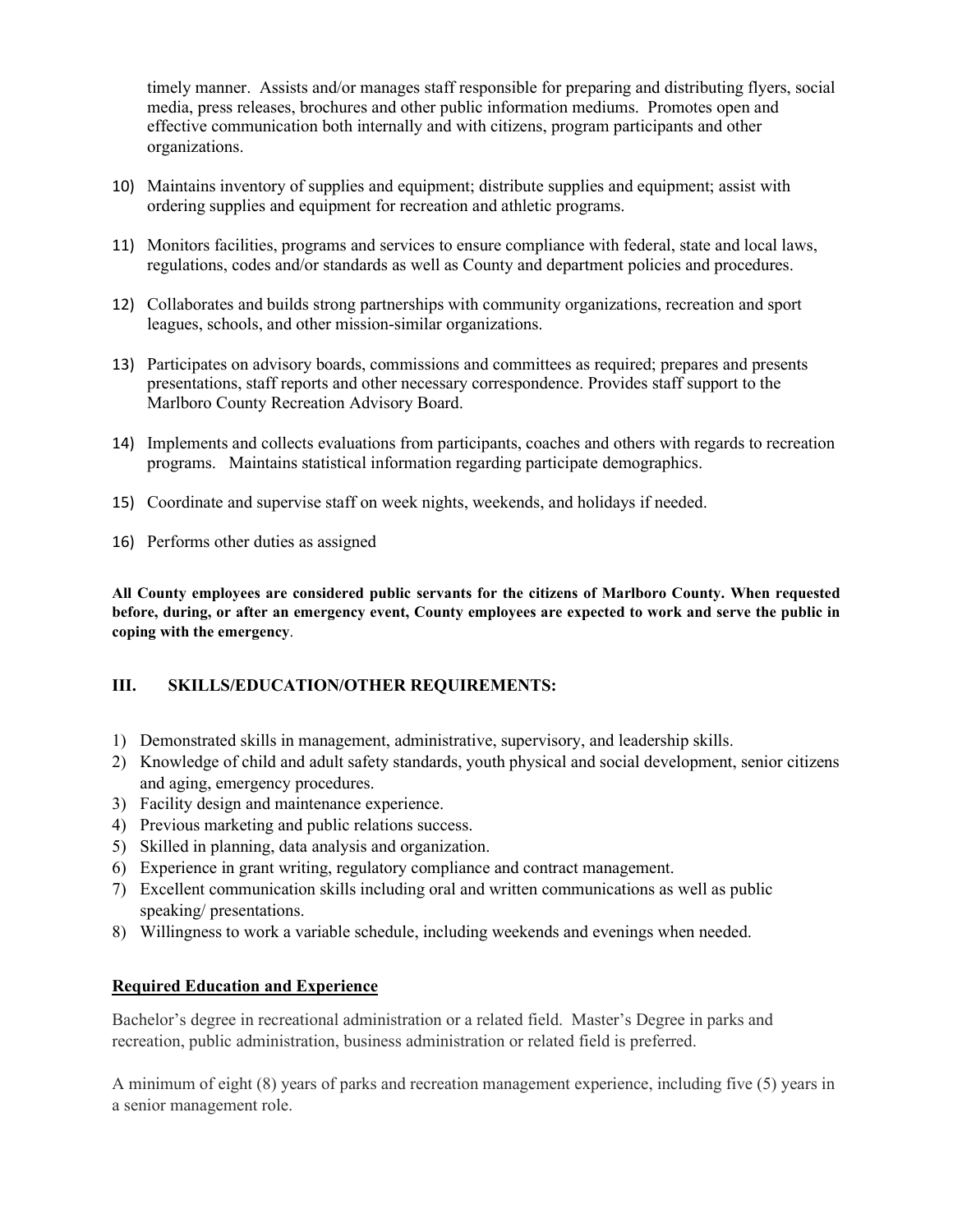timely manner. Assists and/or manages staff responsible for preparing and distributing flyers, social media, press releases, brochures and other public information mediums. Promotes open and effective communication both internally and with citizens, program participants and other organizations.

10) Maintains inventory of supplies and equipment; distribute supplies and equipment; assist with ordering supplies and equipment for recreation and athletic programs.

11) Monitors facilities, programs and services to ensure compliance with federal, state and local laws, regulations, codes and/or standards as well as County and department policies and procedures.

12) Collaborates and builds strong partnerships with community organizations, recreation and sport leagues, schools, and other mission-similar organizations.

13) Participates on advisory boards, commissions and committees as required; prepares and presents presentations, staff reports and other necessary correspondence. Provides staff support to the Marlboro County Recreation Advisory Board.

14) Implements and collects evaluations from participants, coaches and others with regards to recreation programs. Maintains statistical information regarding participate demographics.

15) Coordinate and supervise staff on week nights, weekends, and holidays if needed.

16) Performs other duties as assigned

**All County employees are considered public servants for the citizens of Marlboro County. When requested before, during, or after an emergency event, County employees are expected to work and serve the public in coping with the emergency**.

## III. SKILLS/EDUCATION/OTHER REQUIREMENTS:

1) Demonstrated skills in management, administrative, supervisory, and leadership skills.
2) Knowledge of child and adult safety standards, youth physical and social development, senior citizens and aging, emergency procedures.
3) Facility design and maintenance experience.
4) Previous marketing and public relations success.
5) Skilled in planning, data analysis and organization.
6) Experience in grant writing, regulatory compliance and contract management.
7) Excellent communication skills including oral and written communications as well as public speaking/ presentations.
8) Willingness to work a variable schedule, including weekends and evenings when needed.

**Required Education and Experience**

Bachelor's degree in recreational administration or a related field. Master's Degree in parks and recreation, public administration, business administration or related field is preferred.

A minimum of eight (8) years of parks and recreation management experience, including five (5) years in a senior management role.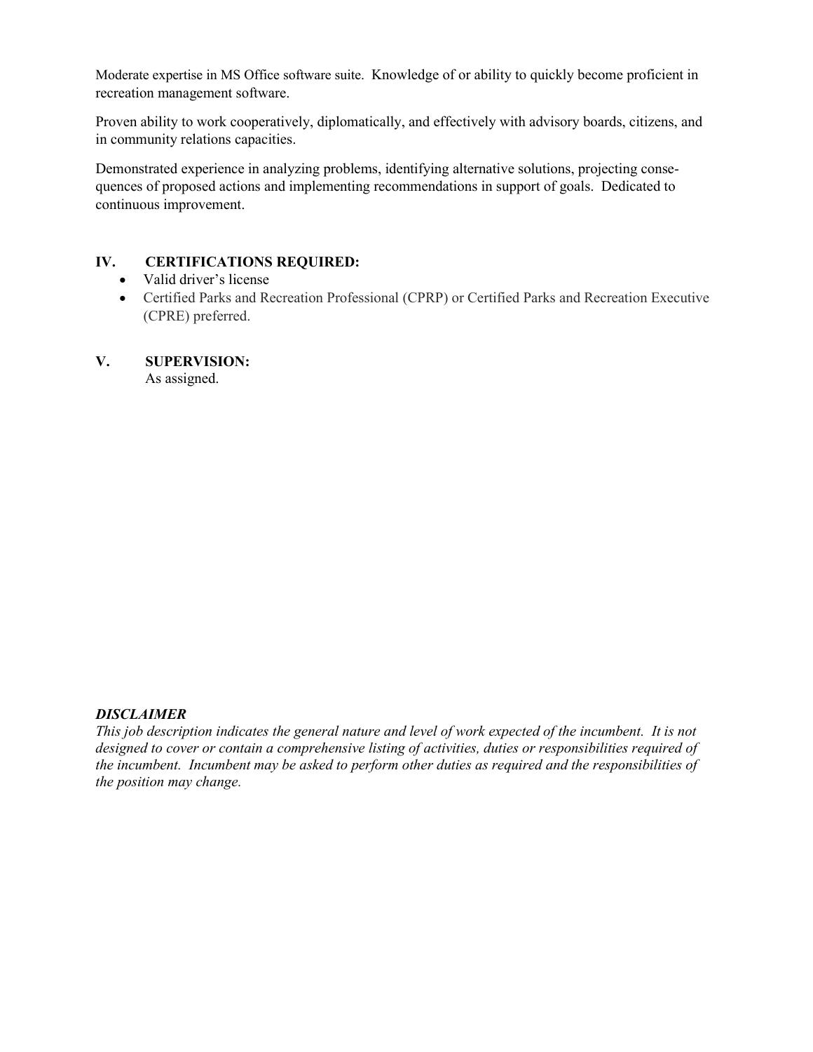Moderate expertise in MS Office software suite. Knowledge of or ability to quickly become proficient in recreation management software.

Proven ability to work cooperatively, diplomatically, and effectively with advisory boards, citizens, and in community relations capacities.

Demonstrated experience in analyzing problems, identifying alternative solutions, projecting consequences of proposed actions and implementing recommendations in support of goals. Dedicated to continuous improvement.

## IV. CERTIFICATIONS REQUIRED:

- Valid driver's license
- Certified Parks and Recreation Professional (CPRP) or Certified Parks and Recreation Executive (CPRE) preferred.

## V. SUPERVISION:

As assigned.

***DISCLAIMER***

*This job description indicates the general nature and level of work expected of the incumbent. It is not designed to cover or contain a comprehensive listing of activities, duties or responsibilities required of the incumbent. Incumbent may be asked to perform other duties as required and the responsibilities of the position may change.*